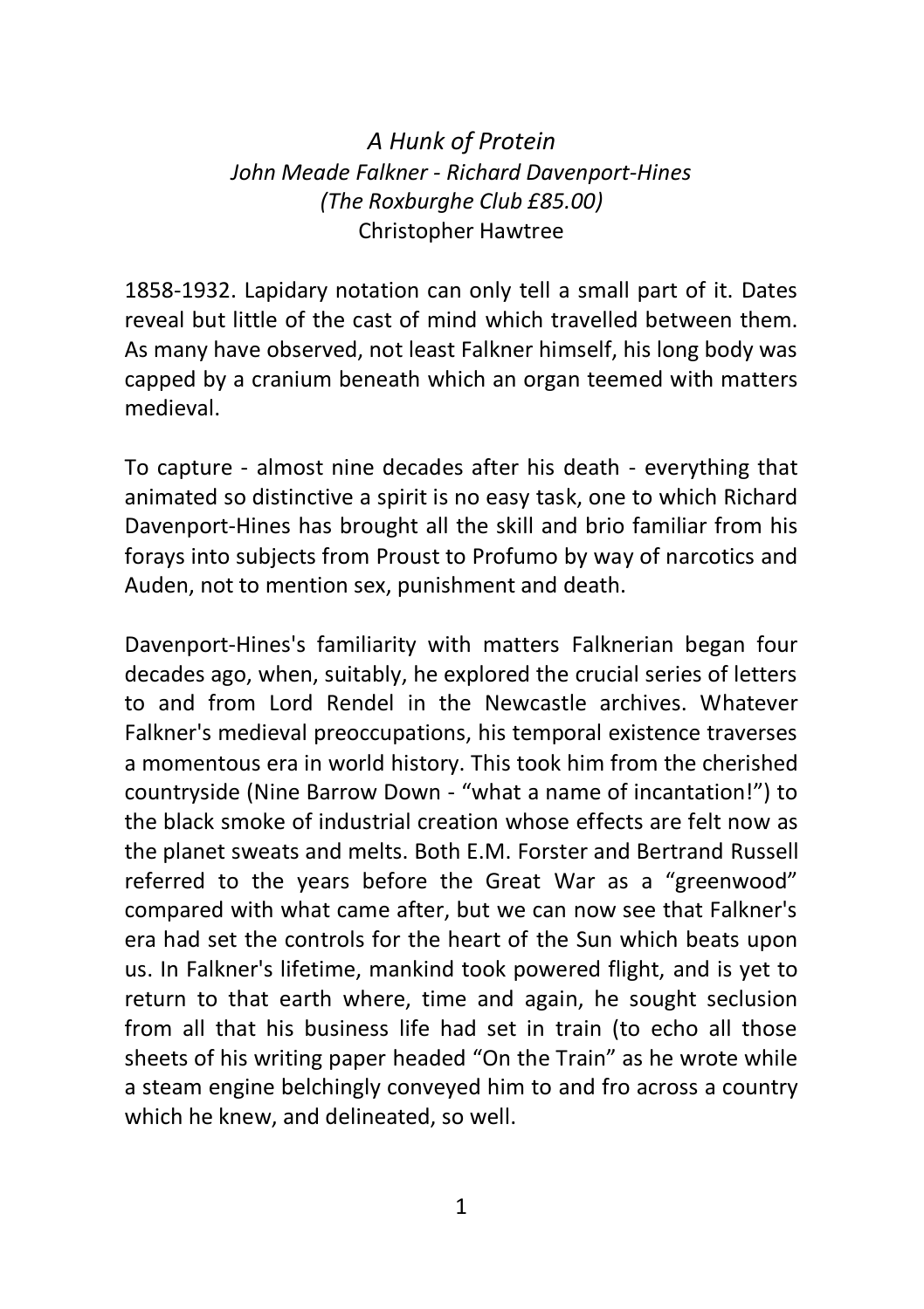*A Hunk of Protein*
*John Meade Falkner - Richard Davenport-Hines*
*(The Roxburghe Club £85.00)*
Christopher Hawtree

1858-1932. Lapidary notation can only tell a small part of it. Dates reveal but little of the cast of mind which travelled between them. As many have observed, not least Falkner himself, his long body was capped by a cranium beneath which an organ teemed with matters medieval.

To capture - almost nine decades after his death - everything that animated so distinctive a spirit is no easy task, one to which Richard Davenport-Hines has brought all the skill and brio familiar from his forays into subjects from Proust to Profumo by way of narcotics and Auden, not to mention sex, punishment and death.

Davenport-Hines's familiarity with matters Falknerian began four decades ago, when, suitably, he explored the crucial series of letters to and from Lord Rendel in the Newcastle archives. Whatever Falkner's medieval preoccupations, his temporal existence traverses a momentous era in world history. This took him from the cherished countryside (Nine Barrow Down - "what a name of incantation!") to the black smoke of industrial creation whose effects are felt now as the planet sweats and melts. Both E.M. Forster and Bertrand Russell referred to the years before the Great War as a "greenwood" compared with what came after, but we can now see that Falkner's era had set the controls for the heart of the Sun which beats upon us. In Falkner's lifetime, mankind took powered flight, and is yet to return to that earth where, time and again, he sought seclusion from all that his business life had set in train (to echo all those sheets of his writing paper headed "On the Train" as he wrote while a steam engine belchingly conveyed him to and fro across a country which he knew, and delineated, so well.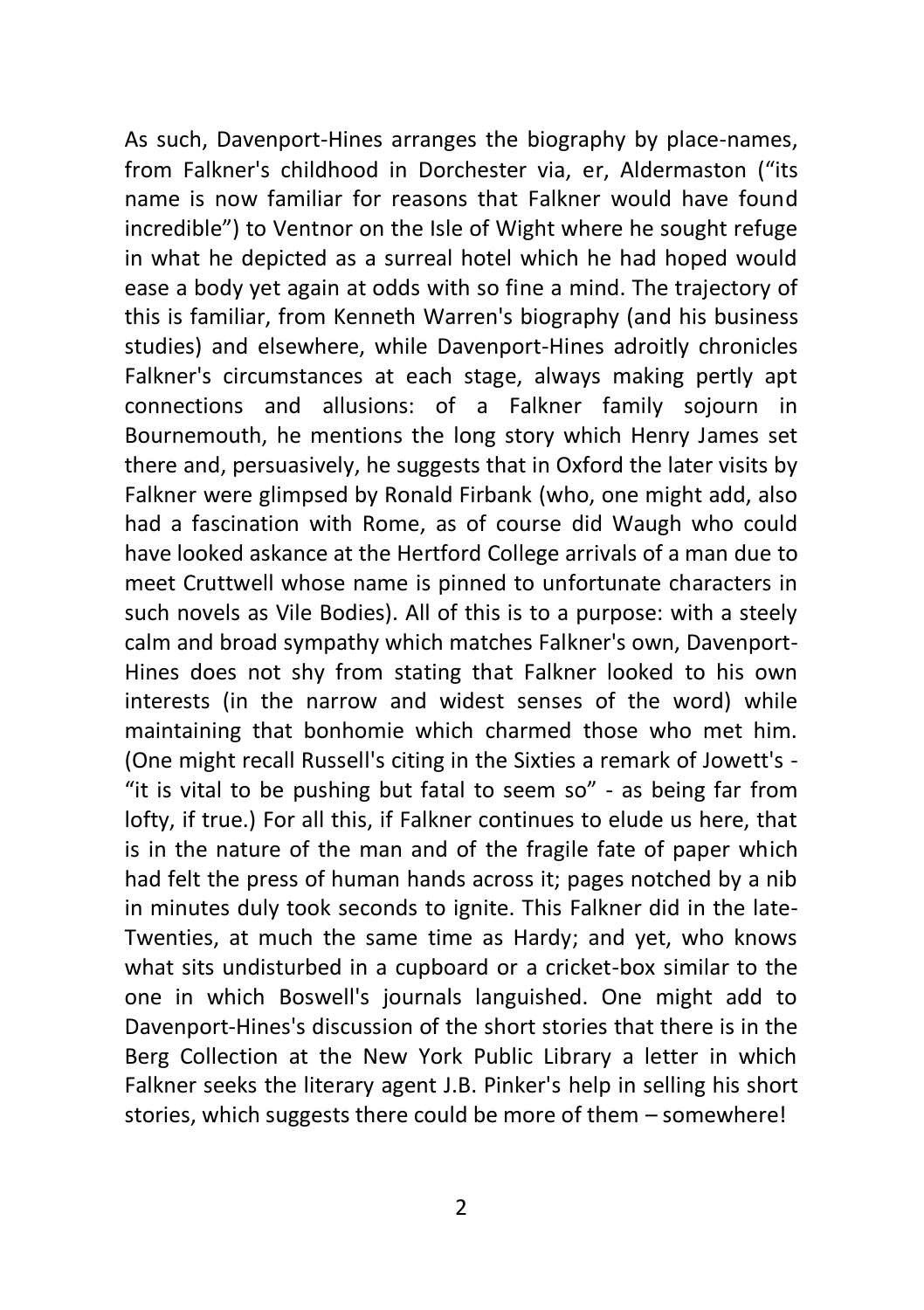As such, Davenport-Hines arranges the biography by place-names, from Falkner's childhood in Dorchester via, er, Aldermaston ("its name is now familiar for reasons that Falkner would have found incredible") to Ventnor on the Isle of Wight where he sought refuge in what he depicted as a surreal hotel which he had hoped would ease a body yet again at odds with so fine a mind. The trajectory of this is familiar, from Kenneth Warren's biography (and his business studies) and elsewhere, while Davenport-Hines adroitly chronicles Falkner's circumstances at each stage, always making pertly apt connections and allusions: of a Falkner family sojourn in Bournemouth, he mentions the long story which Henry James set there and, persuasively, he suggests that in Oxford the later visits by Falkner were glimpsed by Ronald Firbank (who, one might add, also had a fascination with Rome, as of course did Waugh who could have looked askance at the Hertford College arrivals of a man due to meet Cruttwell whose name is pinned to unfortunate characters in such novels as Vile Bodies). All of this is to a purpose: with a steely calm and broad sympathy which matches Falkner's own, Davenport-Hines does not shy from stating that Falkner looked to his own interests (in the narrow and widest senses of the word) while maintaining that bonhomie which charmed those who met him. (One might recall Russell's citing in the Sixties a remark of Jowett's - "it is vital to be pushing but fatal to seem so" - as being far from lofty, if true.) For all this, if Falkner continues to elude us here, that is in the nature of the man and of the fragile fate of paper which had felt the press of human hands across it; pages notched by a nib in minutes duly took seconds to ignite. This Falkner did in the late-Twenties, at much the same time as Hardy; and yet, who knows what sits undisturbed in a cupboard or a cricket-box similar to the one in which Boswell's journals languished. One might add to Davenport-Hines's discussion of the short stories that there is in the Berg Collection at the New York Public Library a letter in which Falkner seeks the literary agent J.B. Pinker's help in selling his short stories, which suggests there could be more of them – somewhere!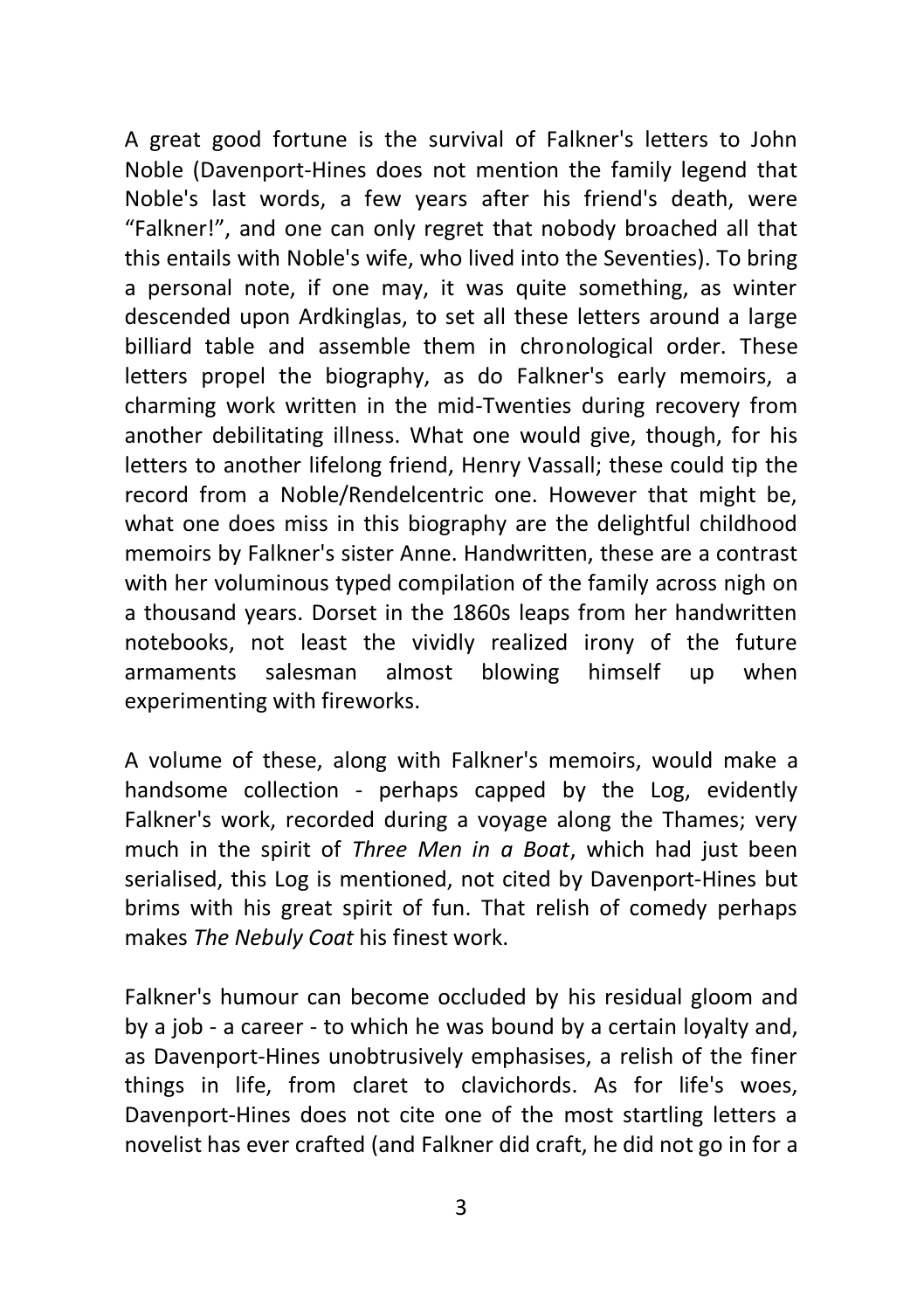A great good fortune is the survival of Falkner's letters to John Noble (Davenport-Hines does not mention the family legend that Noble's last words, a few years after his friend's death, were "Falkner!", and one can only regret that nobody broached all that this entails with Noble's wife, who lived into the Seventies). To bring a personal note, if one may, it was quite something, as winter descended upon Ardkinglas, to set all these letters around a large billiard table and assemble them in chronological order. These letters propel the biography, as do Falkner's early memoirs, a charming work written in the mid-Twenties during recovery from another debilitating illness. What one would give, though, for his letters to another lifelong friend, Henry Vassall; these could tip the record from a Noble/Rendelcentric one. However that might be, what one does miss in this biography are the delightful childhood memoirs by Falkner's sister Anne. Handwritten, these are a contrast with her voluminous typed compilation of the family across nigh on a thousand years. Dorset in the 1860s leaps from her handwritten notebooks, not least the vividly realized irony of the future armaments salesman almost blowing himself up when experimenting with fireworks.

A volume of these, along with Falkner's memoirs, would make a handsome collection - perhaps capped by the Log, evidently Falkner's work, recorded during a voyage along the Thames; very much in the spirit of *Three Men in a Boat*, which had just been serialised, this Log is mentioned, not cited by Davenport-Hines but brims with his great spirit of fun. That relish of comedy perhaps makes *The Nebuly Coat* his finest work.

Falkner's humour can become occluded by his residual gloom and by a job - a career - to which he was bound by a certain loyalty and, as Davenport-Hines unobtrusively emphasises, a relish of the finer things in life, from claret to clavichords. As for life's woes, Davenport-Hines does not cite one of the most startling letters a novelist has ever crafted (and Falkner did craft, he did not go in for a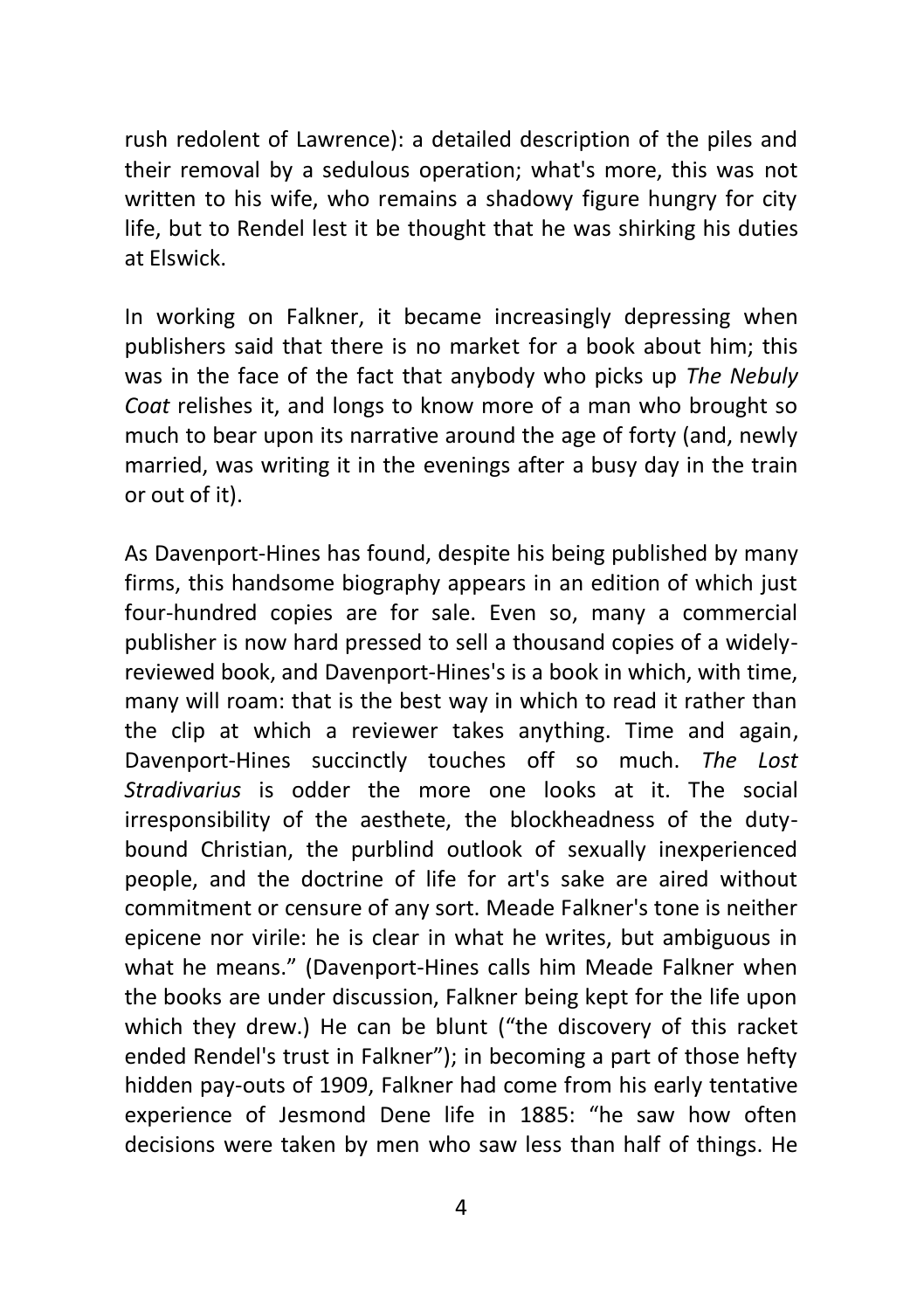rush redolent of Lawrence): a detailed description of the piles and their removal by a sedulous operation; what's more, this was not written to his wife, who remains a shadowy figure hungry for city life, but to Rendel lest it be thought that he was shirking his duties at Elswick.

In working on Falkner, it became increasingly depressing when publishers said that there is no market for a book about him; this was in the face of the fact that anybody who picks up *The Nebuly Coat* relishes it, and longs to know more of a man who brought so much to bear upon its narrative around the age of forty (and, newly married, was writing it in the evenings after a busy day in the train or out of it).

As Davenport-Hines has found, despite his being published by many firms, this handsome biography appears in an edition of which just four-hundred copies are for sale. Even so, many a commercial publisher is now hard pressed to sell a thousand copies of a widely-reviewed book, and Davenport-Hines's is a book in which, with time, many will roam: that is the best way in which to read it rather than the clip at which a reviewer takes anything. Time and again, Davenport-Hines succinctly touches off so much. *The Lost Stradivarius* is odder the more one looks at it. The social irresponsibility of the aesthete, the blockheadness of the duty-bound Christian, the purblind outlook of sexually inexperienced people, and the doctrine of life for art's sake are aired without commitment or censure of any sort. Meade Falkner's tone is neither epicene nor virile: he is clear in what he writes, but ambiguous in what he means." (Davenport-Hines calls him Meade Falkner when the books are under discussion, Falkner being kept for the life upon which they drew.) He can be blunt ("the discovery of this racket ended Rendel's trust in Falkner"); in becoming a part of those hefty hidden pay-outs of 1909, Falkner had come from his early tentative experience of Jesmond Dene life in 1885: "he saw how often decisions were taken by men who saw less than half of things. He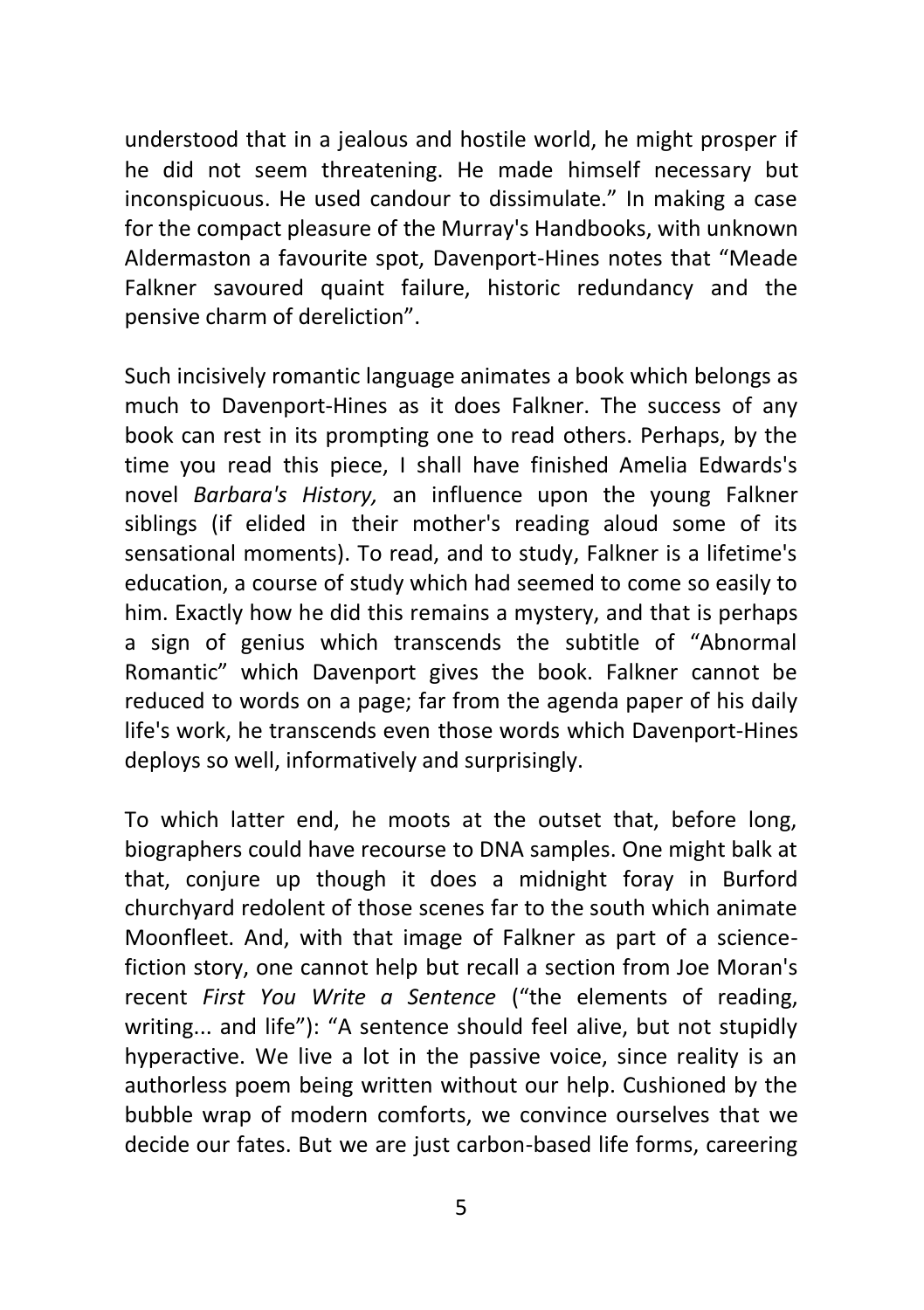understood that in a jealous and hostile world, he might prosper if he did not seem threatening. He made himself necessary but inconspicuous. He used candour to dissimulate." In making a case for the compact pleasure of the Murray's Handbooks, with unknown Aldermaston a favourite spot, Davenport-Hines notes that "Meade Falkner savoured quaint failure, historic redundancy and the pensive charm of dereliction".

Such incisively romantic language animates a book which belongs as much to Davenport-Hines as it does Falkner. The success of any book can rest in its prompting one to read others. Perhaps, by the time you read this piece, I shall have finished Amelia Edwards's novel *Barbara's History,* an influence upon the young Falkner siblings (if elided in their mother's reading aloud some of its sensational moments). To read, and to study, Falkner is a lifetime's education, a course of study which had seemed to come so easily to him. Exactly how he did this remains a mystery, and that is perhaps a sign of genius which transcends the subtitle of "Abnormal Romantic" which Davenport gives the book. Falkner cannot be reduced to words on a page; far from the agenda paper of his daily life's work, he transcends even those words which Davenport-Hines deploys so well, informatively and surprisingly.

To which latter end, he moots at the outset that, before long, biographers could have recourse to DNA samples. One might balk at that, conjure up though it does a midnight foray in Burford churchyard redolent of those scenes far to the south which animate Moonfleet. And, with that image of Falkner as part of a science-fiction story, one cannot help but recall a section from Joe Moran's recent *First You Write a Sentence* ("the elements of reading, writing... and life"): "A sentence should feel alive, but not stupidly hyperactive. We live a lot in the passive voice, since reality is an authorless poem being written without our help. Cushioned by the bubble wrap of modern comforts, we convince ourselves that we decide our fates. But we are just carbon-based life forms, careering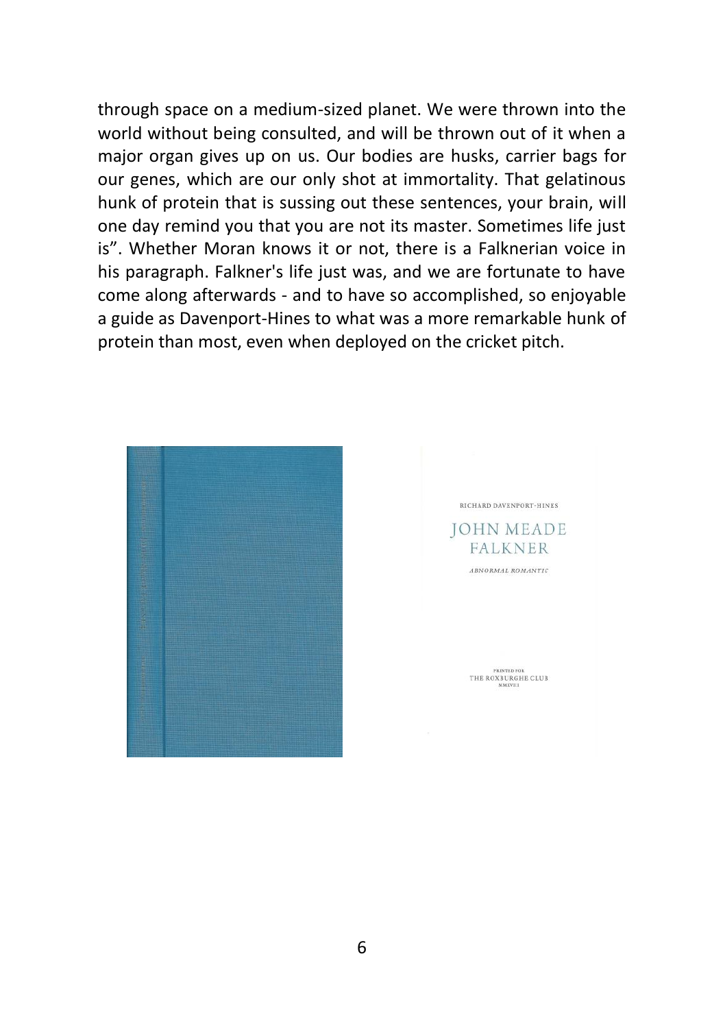through space on a medium-sized planet. We were thrown into the world without being consulted, and will be thrown out of it when a major organ gives up on us. Our bodies are husks, carrier bags for our genes, which are our only shot at immortality. That gelatinous hunk of protein that is sussing out these sentences, your brain, will one day remind you that you are not its master. Sometimes life just is". Whether Moran knows it or not, there is a Falknerian voice in his paragraph. Falkner's life just was, and we are fortunate to have come along afterwards - and to have so accomplished, so enjoyable a guide as Davenport-Hines to what was a more remarkable hunk of protein than most, even when deployed on the cricket pitch.

RICHARD DAVENPORT-HINES

JOHN MEADE FALKNER

*ABNORMAL ROMANTIC*

PRINTED FOR
THE ROXBURGHE CLUB
MMXVIII